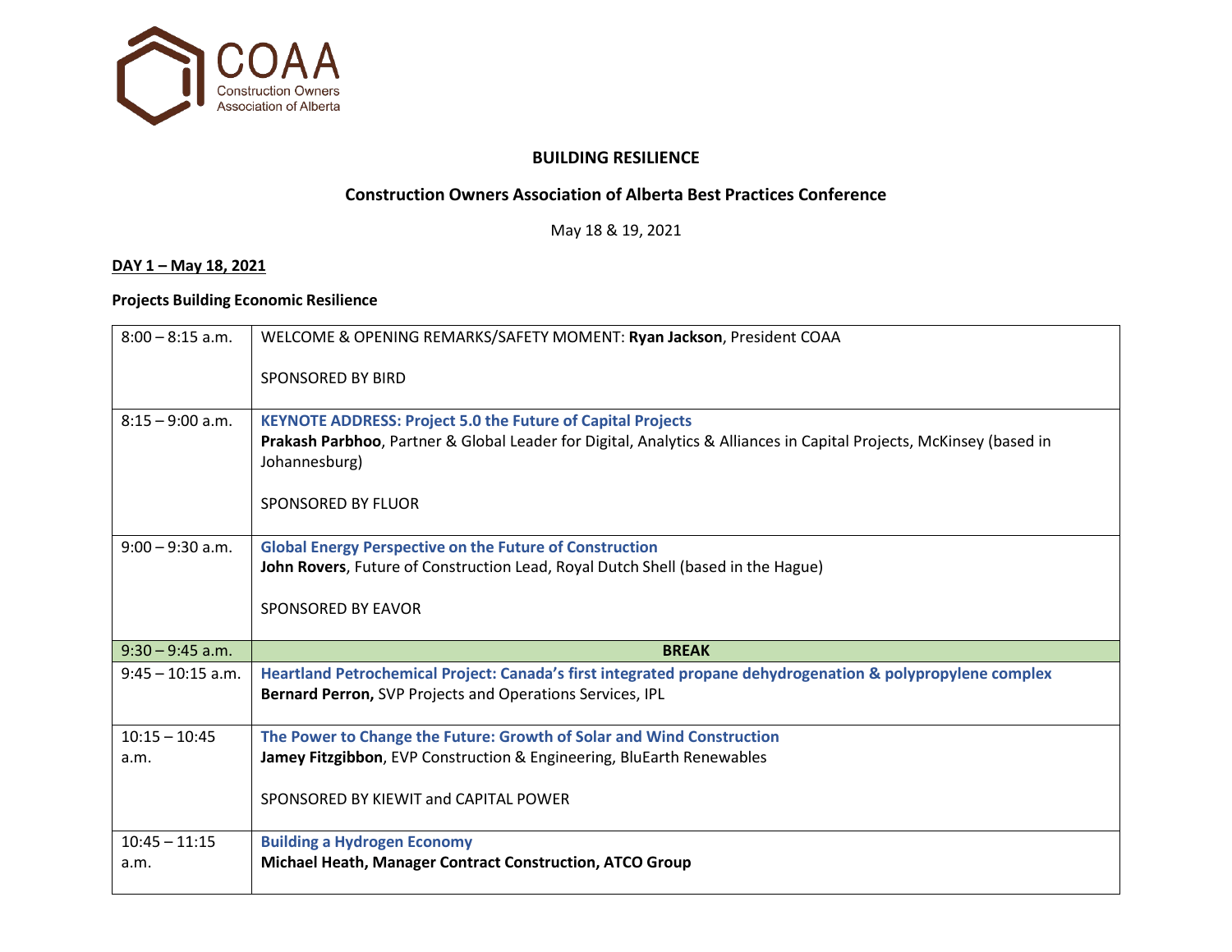COAA
Construction Owners Association of Alberta

# BUILDING RESILIENCE

## Construction Owners Association of Alberta Best Practices Conference

May 18 & 19, 2021

**DAY 1 – May 18, 2021**

**Projects Building Economic Resilience**

| | |
|---|---|
| 8:00 – 8:15 a.m. | WELCOME & OPENING REMARKS/SAFETY MOMENT: **Ryan Jackson**, President COAA<br><br>SPONSORED BY BIRD |
| 8:15 – 9:00 a.m. | **KEYNOTE ADDRESS: Project 5.0 the Future of Capital Projects**<br>**Prakash Parbhoo**, Partner & Global Leader for Digital, Analytics & Alliances in Capital Projects, McKinsey (based in Johannesburg)<br><br>SPONSORED BY FLUOR |
| 9:00 – 9:30 a.m. | **Global Energy Perspective on the Future of Construction**<br>**John Rovers**, Future of Construction Lead, Royal Dutch Shell (based in the Hague)<br><br>SPONSORED BY EAVOR |
| 9:30 – 9:45 a.m. | **BREAK** |
| 9:45 – 10:15 a.m. | **Heartland Petrochemical Project: Canada's first integrated propane dehydrogenation & polypropylene complex**<br>**Bernard Perron,** SVP Projects and Operations Services, IPL |
| 10:15 – 10:45 a.m. | **The Power to Change the Future: Growth of Solar and Wind Construction**<br>**Jamey Fitzgibbon**, EVP Construction & Engineering, BluEarth Renewables<br><br>SPONSORED BY KIEWIT and CAPITAL POWER |
| 10:45 – 11:15 a.m. | **Building a Hydrogen Economy**<br>**Michael Heath, Manager Contract Construction, ATCO Group** |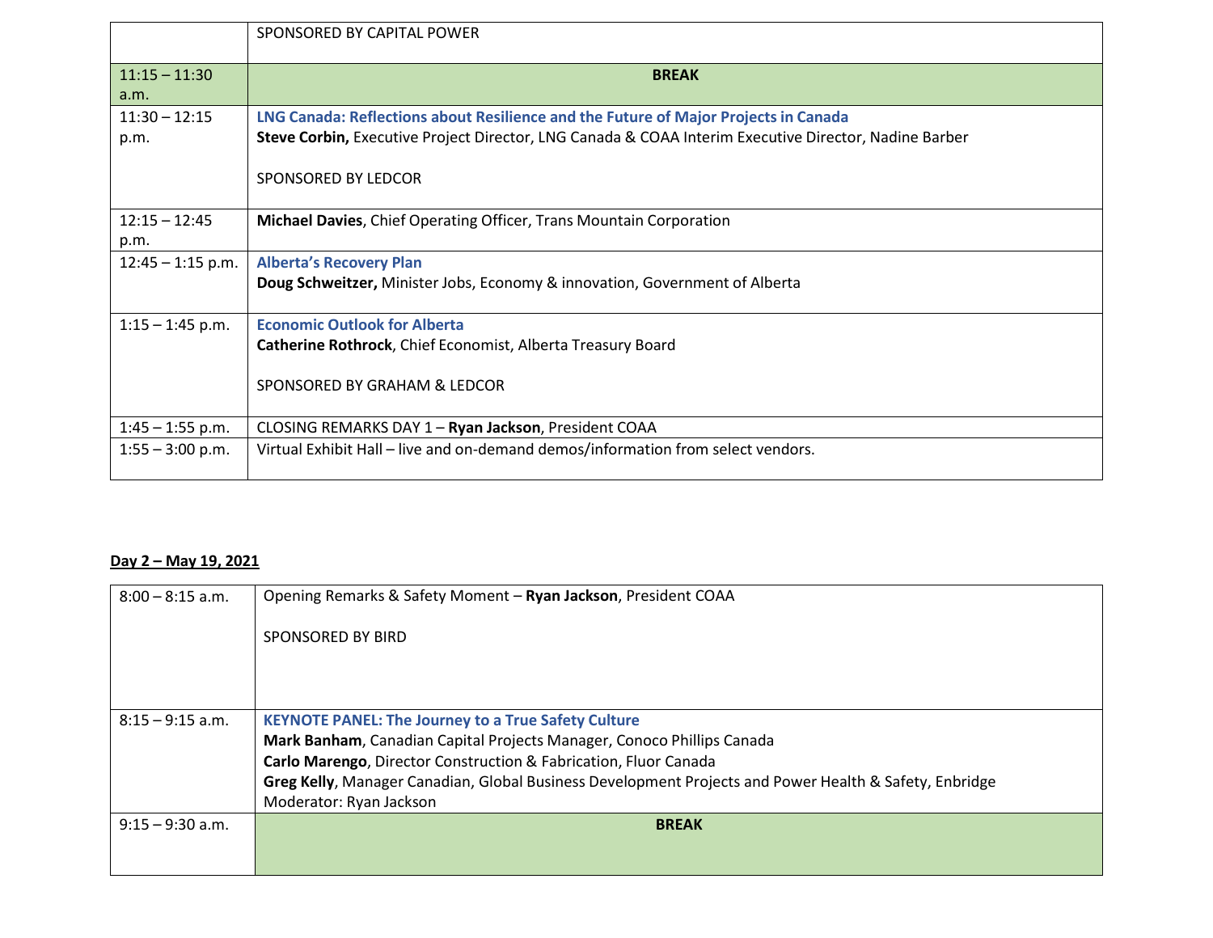| | |
|---|---|
| | SPONSORED BY CAPITAL POWER |
| 11:15 – 11:30 a.m. | **BREAK** |
| 11:30 – 12:15 p.m. | **LNG Canada: Reflections about Resilience and the Future of Major Projects in Canada**<br>**Steve Corbin,** Executive Project Director, LNG Canada & COAA Interim Executive Director, Nadine Barber<br><br>SPONSORED BY LEDCOR |
| 12:15 – 12:45 p.m. | **Michael Davies**, Chief Operating Officer, Trans Mountain Corporation |
| 12:45 – 1:15 p.m. | **Alberta's Recovery Plan**<br>**Doug Schweitzer,** Minister Jobs, Economy & innovation, Government of Alberta |
| 1:15 – 1:45 p.m. | **Economic Outlook for Alberta**<br>**Catherine Rothrock**, Chief Economist, Alberta Treasury Board<br><br>SPONSORED BY GRAHAM & LEDCOR |
| 1:45 – 1:55 p.m. | CLOSING REMARKS DAY 1 – **Ryan Jackson**, President COAA |
| 1:55 – 3:00 p.m. | Virtual Exhibit Hall – live and on-demand demos/information from select vendors. |

**Day 2 – May 19, 2021**

| | |
|---|---|
| 8:00 – 8:15 a.m. | Opening Remarks & Safety Moment – **Ryan Jackson**, President COAA<br><br>SPONSORED BY BIRD |
| 8:15 – 9:15 a.m. | **KEYNOTE PANEL: The Journey to a True Safety Culture**<br>**Mark Banham**, Canadian Capital Projects Manager, Conoco Phillips Canada<br>**Carlo Marengo**, Director Construction & Fabrication, Fluor Canada<br>**Greg Kelly**, Manager Canadian, Global Business Development Projects and Power Health & Safety, Enbridge<br>Moderator: Ryan Jackson |
| 9:15 – 9:30 a.m. | **BREAK** |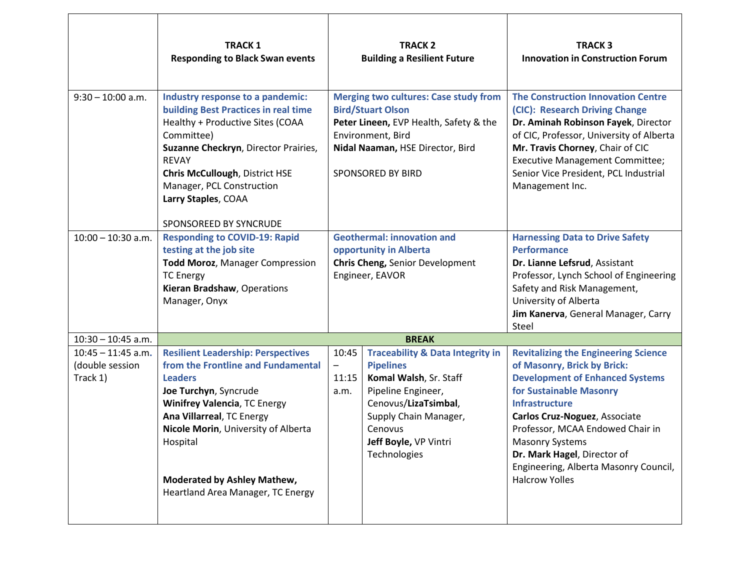| | TRACK 1<br>Responding to Black Swan events | TRACK 2<br>Building a Resilient Future | TRACK 3<br>Innovation in Construction Forum |
|---|---|---|---|
| 9:30 – 10:00 a.m. | **Industry response to a pandemic: building Best Practices in real time**<br>Healthy + Productive Sites (COAA Committee)<br>**Suzanne Checkryn**, Director Prairies, REVAY<br>**Chris McCullough**, District HSE Manager, PCL Construction<br>**Larry Staples**, COAA<br><br>SPONSOREED BY SYNCRUDE | **Merging two cultures: Case study from Bird/Stuart Olson**<br>**Peter Lineen,** EVP Health, Safety & the Environment, Bird<br>**Nidal Naaman,** HSE Director, Bird<br><br>SPONSORED BY BIRD | **The Construction Innovation Centre (CIC): Research Driving Change**<br>**Dr. Aminah Robinson Fayek**, Director of CIC, Professor, University of Alberta<br>**Mr. Travis Chorney**, Chair of CIC Executive Management Committee; Senior Vice President, PCL Industrial Management Inc. |
| 10:00 – 10:30 a.m. | **Responding to COVID-19: Rapid testing at the job site**<br>**Todd Moroz**, Manager Compression TC Energy<br>**Kieran Bradshaw**, Operations Manager, Onyx | **Geothermal: innovation and opportunity in Alberta**<br>**Chris Cheng,** Senior Development Engineer, EAVOR | **Harnessing Data to Drive Safety Performance**<br>**Dr. Lianne Lefsrud**, Assistant Professor, Lynch School of Engineering Safety and Risk Management, University of Alberta<br>**Jim Kanerva**, General Manager, Carry Steel |
| 10:30 – 10:45 a.m. | **BREAK** | | |
| 10:45 – 11:45 a.m. (double session Track 1) | **Resilient Leadership: Perspectives from the Frontline and Fundamental Leaders**<br>**Joe Turchyn**, Syncrude<br>**Winifrey Valencia**, TC Energy<br>**Ana Villarreal**, TC Energy<br>**Nicole Morin**, University of Alberta Hospital<br><br>**Moderated by Ashley Mathew,** Heartland Area Manager, TC Energy | 10:45 – 11:15 a.m.<br>**Traceability & Data Integrity in Pipelines**<br>**Komal Walsh**, Sr. Staff Pipeline Engineer, Cenovus/**LizaTsimbal**, Supply Chain Manager, Cenovus<br>**Jeff Boyle,** VP Vintri Technologies | **Revitalizing the Engineering Science of Masonry, Brick by Brick: Development of Enhanced Systems for Sustainable Masonry Infrastructure**<br>**Carlos Cruz-Noguez**, Associate Professor, MCAA Endowed Chair in Masonry Systems<br>**Dr. Mark Hagel**, Director of Engineering, Alberta Masonry Council, Halcrow Yolles |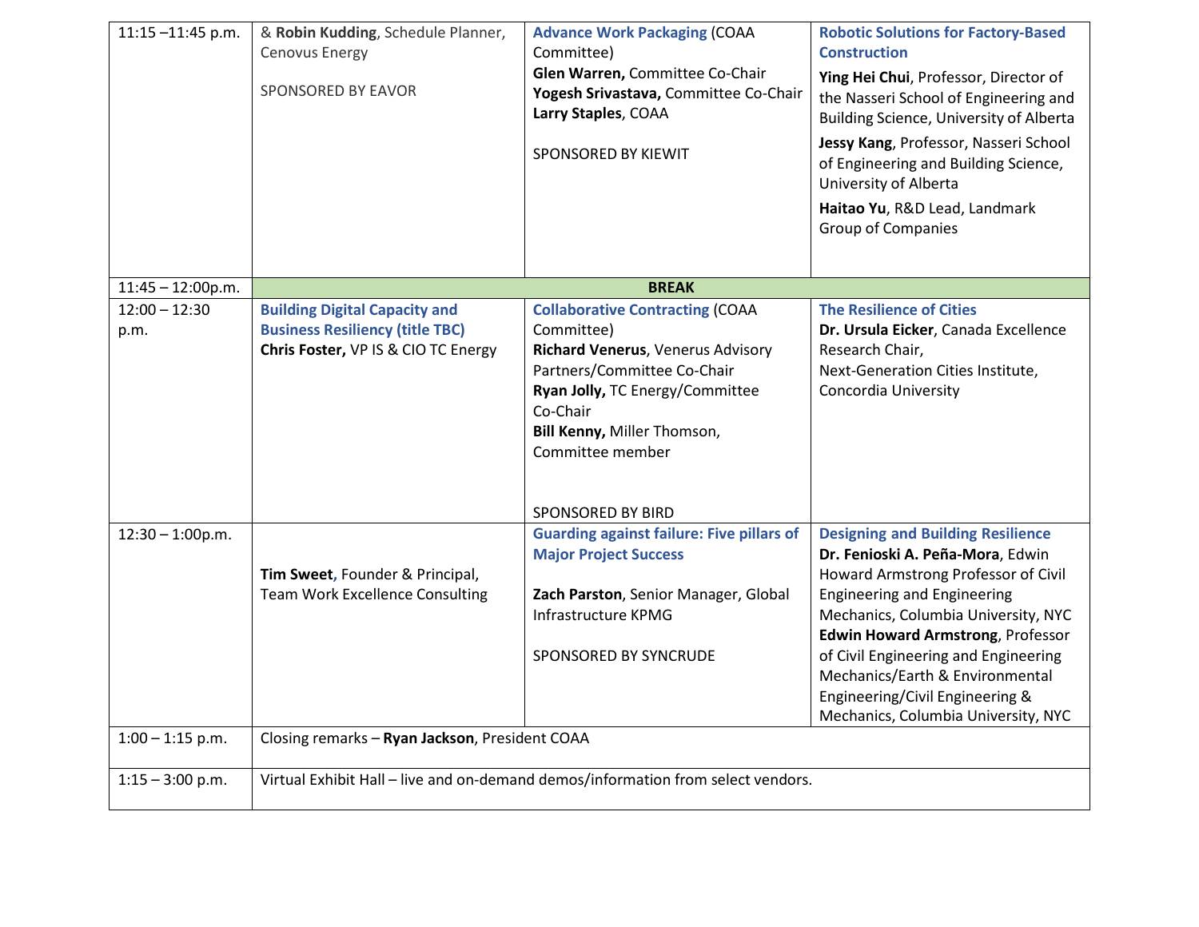| | | | |
|---|---|---|---|
| 11:15 –11:45 p.m. | & **Robin Kudding**, Schedule Planner, Cenovus Energy<br><br>SPONSORED BY EAVOR | **Advance Work Packaging** (COAA Committee)<br>**Glen Warren,** Committee Co-Chair<br>**Yogesh Srivastava,** Committee Co-Chair<br>**Larry Staples**, COAA<br><br>SPONSORED BY KIEWIT | **Robotic Solutions for Factory-Based Construction**<br>**Ying Hei Chui**, Professor, Director of the Nasseri School of Engineering and Building Science, University of Alberta<br>**Jessy Kang**, Professor, Nasseri School of Engineering and Building Science, University of Alberta<br>**Haitao Yu**, R&D Lead, Landmark Group of Companies |
| 11:45 – 12:00p.m. | **BREAK** | | |
| 12:00 – 12:30 p.m. | **Building Digital Capacity and Business Resiliency (title TBC)**<br>**Chris Foster,** VP IS & CIO TC Energy | **Collaborative Contracting** (COAA Committee)<br>**Richard Venerus**, Venerus Advisory Partners/Committee Co-Chair<br>**Ryan Jolly,** TC Energy/Committee Co-Chair<br>**Bill Kenny,** Miller Thomson, Committee member<br><br>SPONSORED BY BIRD | **The Resilience of Cities**<br>**Dr. Ursula Eicker**, Canada Excellence Research Chair,<br>Next-Generation Cities Institute, Concordia University |
| 12:30 – 1:00p.m. | **Tim Sweet**, Founder & Principal, Team Work Excellence Consulting | **Guarding against failure: Five pillars of Major Project Success**<br><br>**Zach Parston**, Senior Manager, Global Infrastructure KPMG<br><br>SPONSORED BY SYNCRUDE | **Designing and Building Resilience**<br>**Dr. Fenioski A. Peña-Mora**, Edwin Howard Armstrong Professor of Civil Engineering and Engineering Mechanics, Columbia University, NYC<br>**Edwin Howard Armstrong**, Professor of Civil Engineering and Engineering Mechanics/Earth & Environmental Engineering/Civil Engineering & Mechanics, Columbia University, NYC |
| 1:00 – 1:15 p.m. | Closing remarks – **Ryan Jackson**, President COAA | | |
| 1:15 – 3:00 p.m. | Virtual Exhibit Hall – live and on-demand demos/information from select vendors. | | |